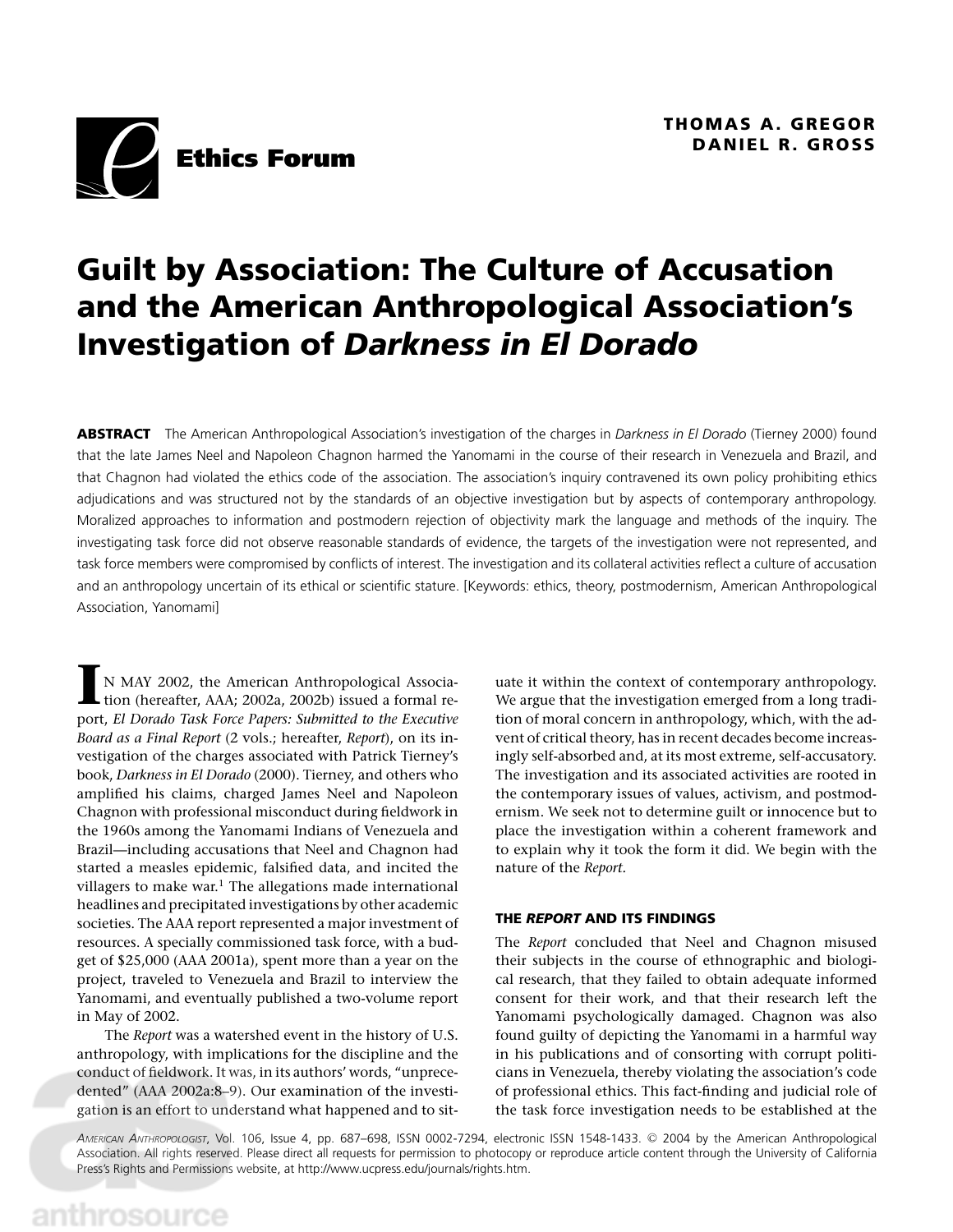Ethics Forum

**THOMAS A. GREGOR**
**DANIEL R. GROSS**

# Guilt by Association: The Culture of Accusation and the American Anthropological Association's Investigation of *Darkness in El Dorado*

**ABSTRACT** The American Anthropological Association's investigation of the charges in *Darkness in El Dorado* (Tierney 2000) found that the late James Neel and Napoleon Chagnon harmed the Yanomami in the course of their research in Venezuela and Brazil, and that Chagnon had violated the ethics code of the association. The association's inquiry contravened its own policy prohibiting ethics adjudications and was structured not by the standards of an objective investigation but by aspects of contemporary anthropology. Moralized approaches to information and postmodern rejection of objectivity mark the language and methods of the inquiry. The investigating task force did not observe reasonable standards of evidence, the targets of the investigation were not represented, and task force members were compromised by conflicts of interest. The investigation and its collateral activities reflect a culture of accusation and an anthropology uncertain of its ethical or scientific stature. [Keywords: ethics, theory, postmodernism, American Anthropological Association, Yanomami]

IN MAY 2002, the American Anthropological Association (hereafter, AAA; 2002a, 2002b) issued a formal report, *El Dorado Task Force Papers: Submitted to the Executive Board as a Final Report* (2 vols.; hereafter, *Report*), on its investigation of the charges associated with Patrick Tierney's book, *Darkness in El Dorado* (2000). Tierney, and others who amplified his claims, charged James Neel and Napoleon Chagnon with professional misconduct during fieldwork in the 1960s among the Yanomami Indians of Venezuela and Brazil—including accusations that Neel and Chagnon had started a measles epidemic, falsified data, and incited the villagers to make war.[1] The allegations made international headlines and precipitated investigations by other academic societies. The AAA report represented a major investment of resources. A specially commissioned task force, with a budget of $25,000 (AAA 2001a), spent more than a year on the project, traveled to Venezuela and Brazil to interview the Yanomami, and eventually published a two-volume report in May of 2002.

The *Report* was a watershed event in the history of U.S. anthropology, with implications for the discipline and the conduct of fieldwork. It was, in its authors' words, "unprecedented" (AAA 2002a:8–9). Our examination of the investigation is an effort to understand what happened and to situate it within the context of contemporary anthropology. We argue that the investigation emerged from a long tradition of moral concern in anthropology, which, with the advent of critical theory, has in recent decades become increasingly self-absorbed and, at its most extreme, self-accusatory. The investigation and its associated activities are rooted in the contemporary issues of values, activism, and postmodernism. We seek not to determine guilt or innocence but to place the investigation within a coherent framework and to explain why it took the form it did. We begin with the nature of the *Report*.

## THE *REPORT* AND ITS FINDINGS

The *Report* concluded that Neel and Chagnon misused their subjects in the course of ethnographic and biological research, that they failed to obtain adequate informed consent for their work, and that their research left the Yanomami psychologically damaged. Chagnon was also found guilty of depicting the Yanomami in a harmful way in his publications and of consorting with corrupt politicians in Venezuela, thereby violating the association's code of professional ethics. This fact-finding and judicial role of the task force investigation needs to be established at the

*American Anthropologist*, Vol. 106, Issue 4, pp. 687–698, ISSN 0002-7294, electronic ISSN 1548-1433. © 2004 by the American Anthropological Association. All rights reserved. Please direct all requests for permission to photocopy or reproduce article content through the University of California Press's Rights and Permissions website, at http://www.ucpress.edu/journals/rights.htm.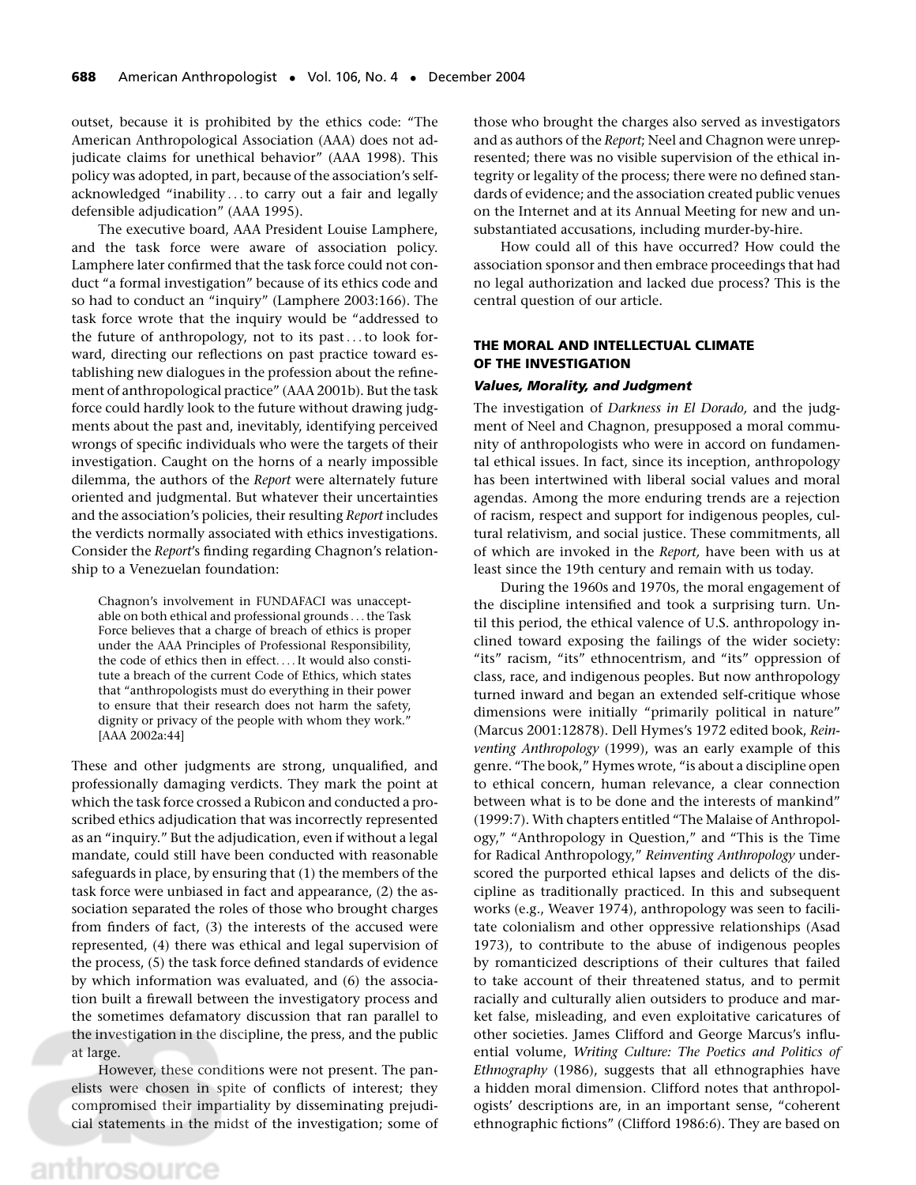outset, because it is prohibited by the ethics code: "The American Anthropological Association (AAA) does not adjudicate claims for unethical behavior" (AAA 1998). This policy was adopted, in part, because of the association's self-acknowledged "inability . . . to carry out a fair and legally defensible adjudication" (AAA 1995).

The executive board, AAA President Louise Lamphere, and the task force were aware of association policy. Lamphere later confirmed that the task force could not conduct "a formal investigation" because of its ethics code and so had to conduct an "inquiry" (Lamphere 2003:166). The task force wrote that the inquiry would be "addressed to the future of anthropology, not to its past . . . to look forward, directing our reflections on past practice toward establishing new dialogues in the profession about the refinement of anthropological practice" (AAA 2001b). But the task force could hardly look to the future without drawing judgments about the past and, inevitably, identifying perceived wrongs of specific individuals who were the targets of their investigation. Caught on the horns of a nearly impossible dilemma, the authors of the *Report* were alternately future oriented and judgmental. But whatever their uncertainties and the association's policies, their resulting *Report* includes the verdicts normally associated with ethics investigations. Consider the *Report*'s finding regarding Chagnon's relationship to a Venezuelan foundation:

> Chagnon's involvement in FUNDAFACI was unacceptable on both ethical and professional grounds . . . the Task Force believes that a charge of breach of ethics is proper under the AAA Principles of Professional Responsibility, the code of ethics then in effect. . . . It would also constitute a breach of the current Code of Ethics, which states that "anthropologists must do everything in their power to ensure that their research does not harm the safety, dignity or privacy of the people with whom they work." [AAA 2002a:44]

These and other judgments are strong, unqualified, and professionally damaging verdicts. They mark the point at which the task force crossed a Rubicon and conducted a proscribed ethics adjudication that was incorrectly represented as an "inquiry." But the adjudication, even if without a legal mandate, could still have been conducted with reasonable safeguards in place, by ensuring that (1) the members of the task force were unbiased in fact and appearance, (2) the association separated the roles of those who brought charges from finders of fact, (3) the interests of the accused were represented, (4) there was ethical and legal supervision of the process, (5) the task force defined standards of evidence by which information was evaluated, and (6) the association built a firewall between the investigatory process and the sometimes defamatory discussion that ran parallel to the investigation in the discipline, the press, and the public at large.

However, these conditions were not present. The panelists were chosen in spite of conflicts of interest; they compromised their impartiality by disseminating prejudicial statements in the midst of the investigation; some of those who brought the charges also served as investigators and as authors of the *Report*; Neel and Chagnon were unrepresented; there was no visible supervision of the ethical integrity or legality of the process; there were no defined standards of evidence; and the association created public venues on the Internet and at its Annual Meeting for new and unsubstantiated accusations, including murder-by-hire.

How could all of this have occurred? How could the association sponsor and then embrace proceedings that had no legal authorization and lacked due process? This is the central question of our article.

## THE MORAL AND INTELLECTUAL CLIMATE OF THE INVESTIGATION

### *Values, Morality, and Judgment*

The investigation of *Darkness in El Dorado,* and the judgment of Neel and Chagnon, presupposed a moral community of anthropologists who were in accord on fundamental ethical issues. In fact, since its inception, anthropology has been intertwined with liberal social values and moral agendas. Among the more enduring trends are a rejection of racism, respect and support for indigenous peoples, cultural relativism, and social justice. These commitments, all of which are invoked in the *Report,* have been with us at least since the 19th century and remain with us today.

During the 1960s and 1970s, the moral engagement of the discipline intensified and took a surprising turn. Until this period, the ethical valence of U.S. anthropology inclined toward exposing the failings of the wider society: "its" racism, "its" ethnocentrism, and "its" oppression of class, race, and indigenous peoples. But now anthropology turned inward and began an extended self-critique whose dimensions were initially "primarily political in nature" (Marcus 2001:12878). Dell Hymes's 1972 edited book, *Reinventing Anthropology* (1999), was an early example of this genre. "The book," Hymes wrote, "is about a discipline open to ethical concern, human relevance, a clear connection between what is to be done and the interests of mankind" (1999:7). With chapters entitled "The Malaise of Anthropology," "Anthropology in Question," and "This is the Time for Radical Anthropology," *Reinventing Anthropology* underscored the purported ethical lapses and delicts of the discipline as traditionally practiced. In this and subsequent works (e.g., Weaver 1974), anthropology was seen to facilitate colonialism and other oppressive relationships (Asad 1973), to contribute to the abuse of indigenous peoples by romanticized descriptions of their cultures that failed to take account of their threatened status, and to permit racially and culturally alien outsiders to produce and market false, misleading, and even exploitative caricatures of other societies. James Clifford and George Marcus's influential volume, *Writing Culture: The Poetics and Politics of Ethnography* (1986), suggests that all ethnographies have a hidden moral dimension. Clifford notes that anthropologists' descriptions are, in an important sense, "coherent ethnographic fictions" (Clifford 1986:6). They are based on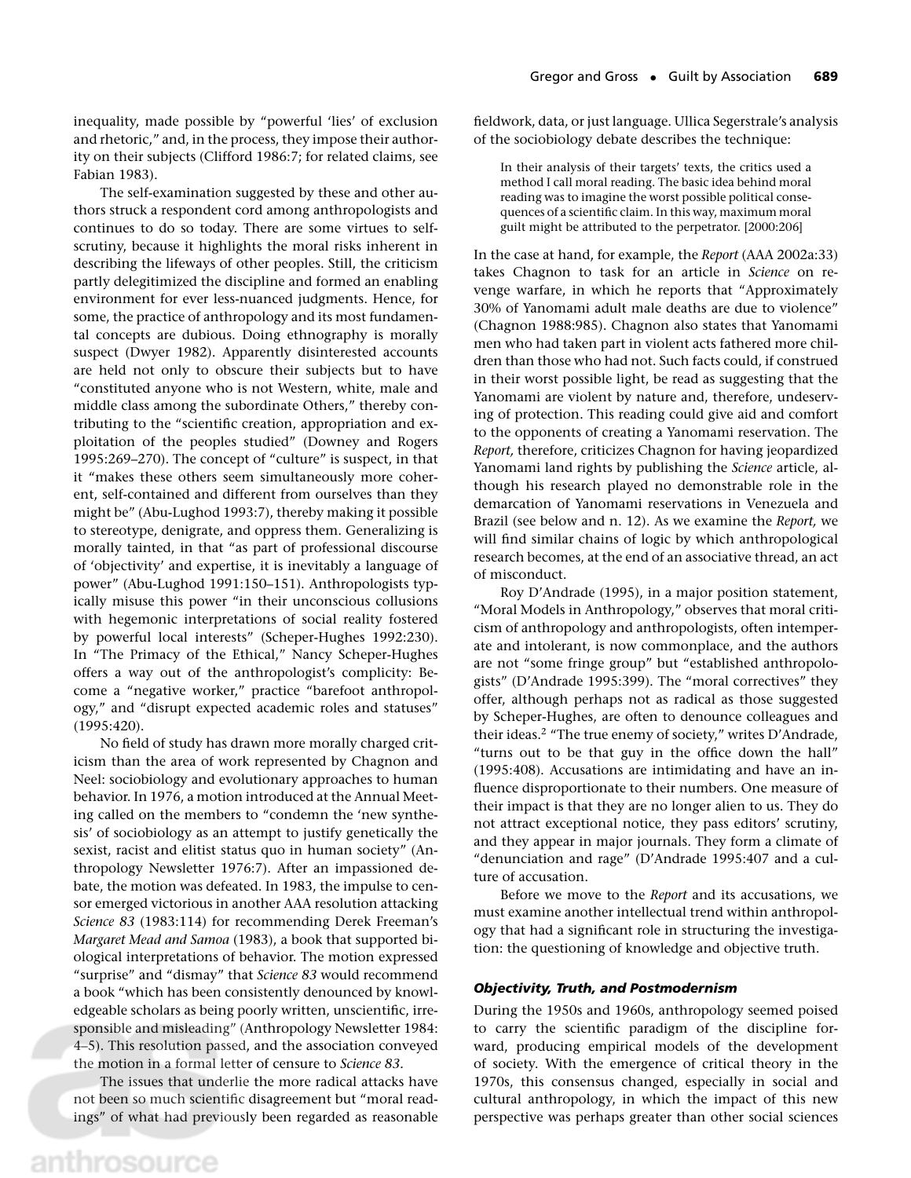inequality, made possible by "powerful 'lies' of exclusion and rhetoric," and, in the process, they impose their authority on their subjects (Clifford 1986:7; for related claims, see Fabian 1983).

The self-examination suggested by these and other authors struck a respondent cord among anthropologists and continues to do so today. There are some virtues to self-scrutiny, because it highlights the moral risks inherent in describing the lifeways of other peoples. Still, the criticism partly delegitimized the discipline and formed an enabling environment for ever less-nuanced judgments. Hence, for some, the practice of anthropology and its most fundamental concepts are dubious. Doing ethnography is morally suspect (Dwyer 1982). Apparently disinterested accounts are held not only to obscure their subjects but to have "constituted anyone who is not Western, white, male and middle class among the subordinate Others," thereby contributing to the "scientific creation, appropriation and exploitation of the peoples studied" (Downey and Rogers 1995:269–270). The concept of "culture" is suspect, in that it "makes these others seem simultaneously more coherent, self-contained and different from ourselves than they might be" (Abu-Lughod 1993:7), thereby making it possible to stereotype, denigrate, and oppress them. Generalizing is morally tainted, in that "as part of professional discourse of 'objectivity' and expertise, it is inevitably a language of power" (Abu-Lughod 1991:150–151). Anthropologists typically misuse this power "in their unconscious collusions with hegemonic interpretations of social reality fostered by powerful local interests" (Scheper-Hughes 1992:230). In "The Primacy of the Ethical," Nancy Scheper-Hughes offers a way out of the anthropologist's complicity: Become a "negative worker," practice "barefoot anthropology," and "disrupt expected academic roles and statuses" (1995:420).

No field of study has drawn more morally charged criticism than the area of work represented by Chagnon and Neel: sociobiology and evolutionary approaches to human behavior. In 1976, a motion introduced at the Annual Meeting called on the members to "condemn the 'new synthesis' of sociobiology as an attempt to justify genetically the sexist, racist and elitist status quo in human society" (Anthropology Newsletter 1976:7). After an impassioned debate, the motion was defeated. In 1983, the impulse to censor emerged victorious in another AAA resolution attacking *Science 83* (1983:114) for recommending Derek Freeman's *Margaret Mead and Samoa* (1983), a book that supported biological interpretations of behavior. The motion expressed "surprise" and "dismay" that *Science 83* would recommend a book "which has been consistently denounced by knowledgeable scholars as being poorly written, unscientific, irresponsible and misleading" (Anthropology Newsletter 1984:4–5). This resolution passed, and the association conveyed the motion in a formal letter of censure to *Science 83*.

The issues that underlie the more radical attacks have not been so much scientific disagreement but "moral readings" of what had previously been regarded as reasonable fieldwork, data, or just language. Ullica Segerstrale's analysis of the sociobiology debate describes the technique:

> In their analysis of their targets' texts, the critics used a method I call moral reading. The basic idea behind moral reading was to imagine the worst possible political consequences of a scientific claim. In this way, maximum moral guilt might be attributed to the perpetrator. [2000:206]

In the case at hand, for example, the *Report* (AAA 2002a:33) takes Chagnon to task for an article in *Science* on revenge warfare, in which he reports that "Approximately 30% of Yanomami adult male deaths are due to violence" (Chagnon 1988:985). Chagnon also states that Yanomami men who had taken part in violent acts fathered more children than those who had not. Such facts could, if construed in their worst possible light, be read as suggesting that the Yanomami are violent by nature and, therefore, undeserving of protection. This reading could give aid and comfort to the opponents of creating a Yanomami reservation. The *Report,* therefore, criticizes Chagnon for having jeopardized Yanomami land rights by publishing the *Science* article, although his research played no demonstrable role in the demarcation of Yanomami reservations in Venezuela and Brazil (see below and n. 12). As we examine the *Report,* we will find similar chains of logic by which anthropological research becomes, at the end of an associative thread, an act of misconduct.

Roy D'Andrade (1995), in a major position statement, "Moral Models in Anthropology," observes that moral criticism of anthropology and anthropologists, often intemperate and intolerant, is now commonplace, and the authors are not "some fringe group" but "established anthropologists" (D'Andrade 1995:399). The "moral correctives" they offer, although perhaps not as radical as those suggested by Scheper-Hughes, are often to denounce colleagues and their ideas.[2] "The true enemy of society," writes D'Andrade, "turns out to be that guy in the office down the hall" (1995:408). Accusations are intimidating and have an influence disproportionate to their numbers. One measure of their impact is that they are no longer alien to us. They do not attract exceptional notice, they pass editors' scrutiny, and they appear in major journals. They form a climate of "denunciation and rage" (D'Andrade 1995:407 and a culture of accusation.

Before we move to the *Report* and its accusations, we must examine another intellectual trend within anthropology that had a significant role in structuring the investigation: the questioning of knowledge and objective truth.

### *Objectivity, Truth, and Postmodernism*

During the 1950s and 1960s, anthropology seemed poised to carry the scientific paradigm of the discipline forward, producing empirical models of the development of society. With the emergence of critical theory in the 1970s, this consensus changed, especially in social and cultural anthropology, in which the impact of this new perspective was perhaps greater than other social sciences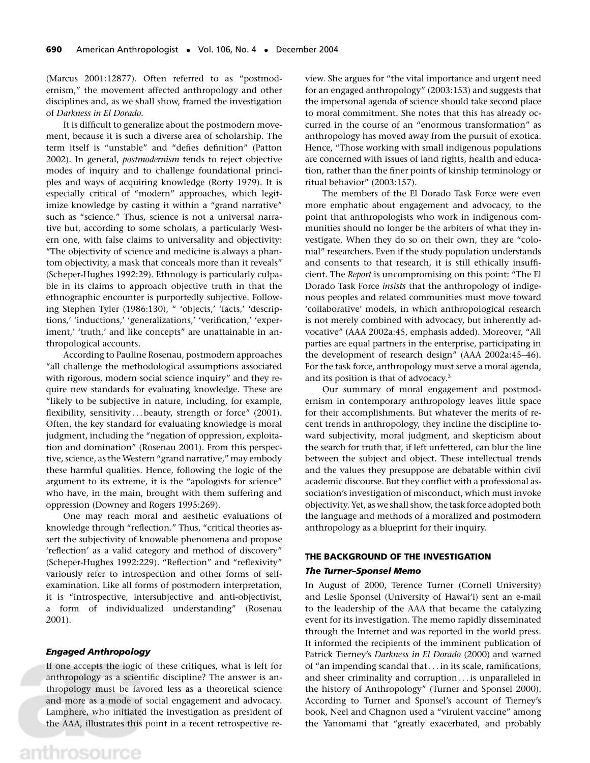(Marcus 2001:12877). Often referred to as "postmodernism," the movement affected anthropology and other disciplines and, as we shall show, framed the investigation of *Darkness in El Dorado*.

It is difficult to generalize about the postmodern movement, because it is such a diverse area of scholarship. The term itself is "unstable" and "defies definition" (Patton 2002). In general, *postmodernism* tends to reject objective modes of inquiry and to challenge foundational principles and ways of acquiring knowledge (Rorty 1979). It is especially critical of "modern" approaches, which legitimize knowledge by casting it within a "grand narrative" such as "science." Thus, science is not a universal narrative but, according to some scholars, a particularly Western one, with false claims to universality and objectivity: "The objectivity of science and medicine is always a phantom objectivity, a mask that conceals more than it reveals" (Scheper-Hughes 1992:29). Ethnology is particularly culpable in its claims to approach objective truth in that the ethnographic encounter is purportedly subjective. Following Stephen Tyler (1986:130), " 'objects,' 'facts,' 'descriptions,' 'inductions,' 'generalizations,' 'verification,' 'experiment,' 'truth,' and like concepts" are unattainable in anthropological accounts.

According to Pauline Rosenau, postmodern approaches "all challenge the methodological assumptions associated with rigorous, modern social science inquiry" and they require new standards for evaluating knowledge. These are "likely to be subjective in nature, including, for example, flexibility, sensitivity ... beauty, strength or force" (2001). Often, the key standard for evaluating knowledge is moral judgment, including the "negation of oppression, exploitation and domination" (Rosenau 2001). From this perspective, science, as the Western "grand narrative," may embody these harmful qualities. Hence, following the logic of the argument to its extreme, it is the "apologists for science" who have, in the main, brought with them suffering and oppression (Downey and Rogers 1995:269).

One may reach moral and aesthetic evaluations of knowledge through "reflection." Thus, "critical theories assert the subjectivity of knowable phenomena and propose 'reflection' as a valid category and method of discovery" (Scheper-Hughes 1992:229). "Reflection" and "reflexivity" variously refer to introspection and other forms of self-examination. Like all forms of postmodern interpretation, it is "introspective, intersubjective and anti-objectivist, a form of individualized understanding" (Rosenau 2001).

### *Engaged Anthropology*

If one accepts the logic of these critiques, what is left for anthropology as a scientific discipline? The answer is anthropology must be favored less as a theoretical science and more as a mode of social engagement and advocacy. Lamphere, who initiated the investigation as president of the AAA, illustrates this point in a recent retrospective review. She argues for "the vital importance and urgent need for an engaged anthropology" (2003:153) and suggests that the impersonal agenda of science should take second place to moral commitment. She notes that this has already occurred in the course of an "enormous transformation" as anthropology has moved away from the pursuit of exotica. Hence, "Those working with small indigenous populations are concerned with issues of land rights, health and education, rather than the finer points of kinship terminology or ritual behavior" (2003:157).

The members of the El Dorado Task Force were even more emphatic about engagement and advocacy, to the point that anthropologists who work in indigenous communities should no longer be the arbiters of what they investigate. When they do so on their own, they are "colonial" researchers. Even if the study population understands and consents to that research, it is still ethically insufficient. The *Report* is uncompromising on this point: "The El Dorado Task Force *insists* that the anthropology of indigenous peoples and related communities must move toward 'collaborative' models, in which anthropological research is not merely combined with advocacy, but inherently advocative" (AAA 2002a:45, emphasis added). Moreover, "All parties are equal partners in the enterprise, participating in the development of research design" (AAA 2002a:45–46). For the task force, anthropology must serve a moral agenda, and its position is that of advocacy.[3]

Our summary of moral engagement and postmodernism in contemporary anthropology leaves little space for their accomplishments. But whatever the merits of recent trends in anthropology, they incline the discipline toward subjectivity, moral judgment, and skepticism about the search for truth that, if left unfettered, can blur the line between the subject and object. These intellectual trends and the values they presuppose are debatable within civil academic discourse. But they conflict with a professional association's investigation of misconduct, which must invoke objectivity. Yet, as we shall show, the task force adopted both the language and methods of a moralized and postmodern anthropology as a blueprint for their inquiry.

## THE BACKGROUND OF THE INVESTIGATION

### *The Turner–Sponsel Memo*

In August of 2000, Terence Turner (Cornell University) and Leslie Sponsel (University of Hawai'i) sent an e-mail to the leadership of the AAA that became the catalyzing event for its investigation. The memo rapidly disseminated through the Internet and was reported in the world press. It informed the recipients of the imminent publication of Patrick Tierney's *Darkness in El Dorado* (2000) and warned of "an impending scandal that ... in its scale, ramifications, and sheer criminality and corruption ... is unparalleled in the history of Anthropology" (Turner and Sponsel 2000). According to Turner and Sponsel's account of Tierney's book, Neel and Chagnon used a "virulent vaccine" among the Yanomami that "greatly exacerbated, and probably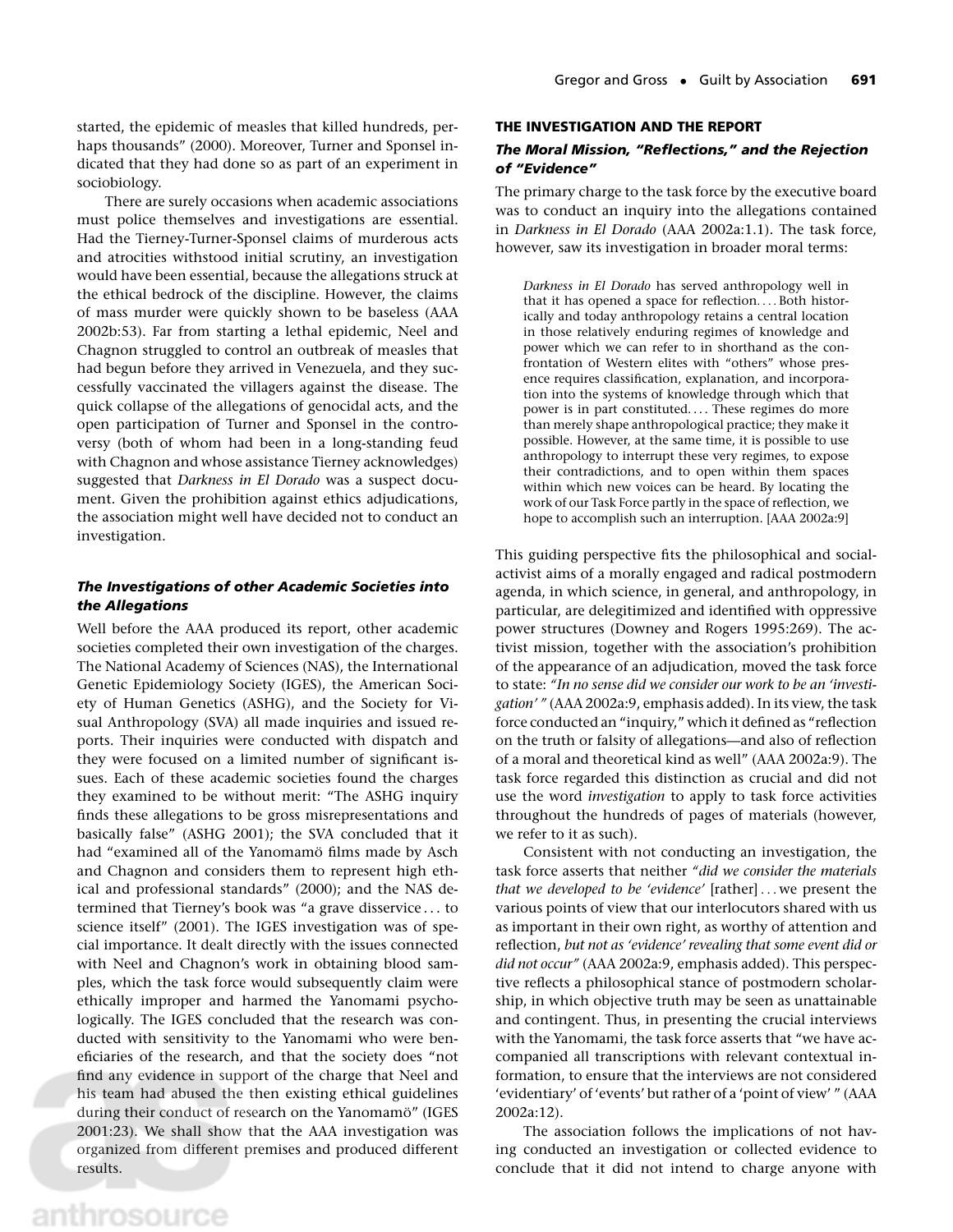started, the epidemic of measles that killed hundreds, perhaps thousands" (2000). Moreover, Turner and Sponsel indicated that they had done so as part of an experiment in sociobiology.

There are surely occasions when academic associations must police themselves and investigations are essential. Had the Tierney-Turner-Sponsel claims of murderous acts and atrocities withstood initial scrutiny, an investigation would have been essential, because the allegations struck at the ethical bedrock of the discipline. However, the claims of mass murder were quickly shown to be baseless (AAA 2002b:53). Far from starting a lethal epidemic, Neel and Chagnon struggled to control an outbreak of measles that had begun before they arrived in Venezuela, and they successfully vaccinated the villagers against the disease. The quick collapse of the allegations of genocidal acts, and the open participation of Turner and Sponsel in the controversy (both of whom had been in a long-standing feud with Chagnon and whose assistance Tierney acknowledges) suggested that *Darkness in El Dorado* was a suspect document. Given the prohibition against ethics adjudications, the association might well have decided not to conduct an investigation.

### *The Investigations of other Academic Societies into the Allegations*

Well before the AAA produced its report, other academic societies completed their own investigation of the charges. The National Academy of Sciences (NAS), the International Genetic Epidemiology Society (IGES), the American Society of Human Genetics (ASHG), and the Society for Visual Anthropology (SVA) all made inquiries and issued reports. Their inquiries were conducted with dispatch and they were focused on a limited number of significant issues. Each of these academic societies found the charges they examined to be without merit: "The ASHG inquiry finds these allegations to be gross misrepresentations and basically false" (ASHG 2001); the SVA concluded that it had "examined all of the Yanomamö films made by Asch and Chagnon and considers them to represent high ethical and professional standards" (2000); and the NAS determined that Tierney's book was "a grave disservice . . . to science itself" (2001). The IGES investigation was of special importance. It dealt directly with the issues connected with Neel and Chagnon's work in obtaining blood samples, which the task force would subsequently claim were ethically improper and harmed the Yanomami psychologically. The IGES concluded that the research was conducted with sensitivity to the Yanomami who were beneficiaries of the research, and that the society does "not find any evidence in support of the charge that Neel and his team had abused the then existing ethical guidelines during their conduct of research on the Yanomamö" (IGES 2001:23). We shall show that the AAA investigation was organized from different premises and produced different results.

## THE INVESTIGATION AND THE REPORT

### *The Moral Mission, "Reflections," and the Rejection of "Evidence"*

The primary charge to the task force by the executive board was to conduct an inquiry into the allegations contained in *Darkness in El Dorado* (AAA 2002a:1.1). The task force, however, saw its investigation in broader moral terms:

> *Darkness in El Dorado* has served anthropology well in that it has opened a space for reflection. . . . Both historically and today anthropology retains a central location in those relatively enduring regimes of knowledge and power which we can refer to in shorthand as the confrontation of Western elites with "others" whose presence requires classification, explanation, and incorporation into the systems of knowledge through which that power is in part constituted. . . . These regimes do more than merely shape anthropological practice; they make it possible. However, at the same time, it is possible to use anthropology to interrupt these very regimes, to expose their contradictions, and to open within them spaces within which new voices can be heard. By locating the work of our Task Force partly in the space of reflection, we hope to accomplish such an interruption. [AAA 2002a:9]

This guiding perspective fits the philosophical and social-activist aims of a morally engaged and radical postmodern agenda, in which science, in general, and anthropology, in particular, are delegitimized and identified with oppressive power structures (Downey and Rogers 1995:269). The activist mission, together with the association's prohibition of the appearance of an adjudication, moved the task force to state: *"In no sense did we consider our work to be an 'investigation'"* (AAA 2002a:9, emphasis added). In its view, the task force conducted an "inquiry," which it defined as "reflection on the truth or falsity of allegations—and also of reflection of a moral and theoretical kind as well" (AAA 2002a:9). The task force regarded this distinction as crucial and did not use the word *investigation* to apply to task force activities throughout the hundreds of pages of materials (however, we refer to it as such).

Consistent with not conducting an investigation, the task force asserts that neither *"did we consider the materials that we developed to be 'evidence'* [rather] . . . we present the various points of view that our interlocutors shared with us as important in their own right, as worthy of attention and reflection, *but not as 'evidence' revealing that some event did or did not occur"* (AAA 2002a:9, emphasis added). This perspective reflects a philosophical stance of postmodern scholarship, in which objective truth may be seen as unattainable and contingent. Thus, in presenting the crucial interviews with the Yanomami, the task force asserts that "we have accompanied all transcriptions with relevant contextual information, to ensure that the interviews are not considered 'evidentiary' of 'events' but rather of a 'point of view' " (AAA 2002a:12).

The association follows the implications of not having conducted an investigation or collected evidence to conclude that it did not intend to charge anyone with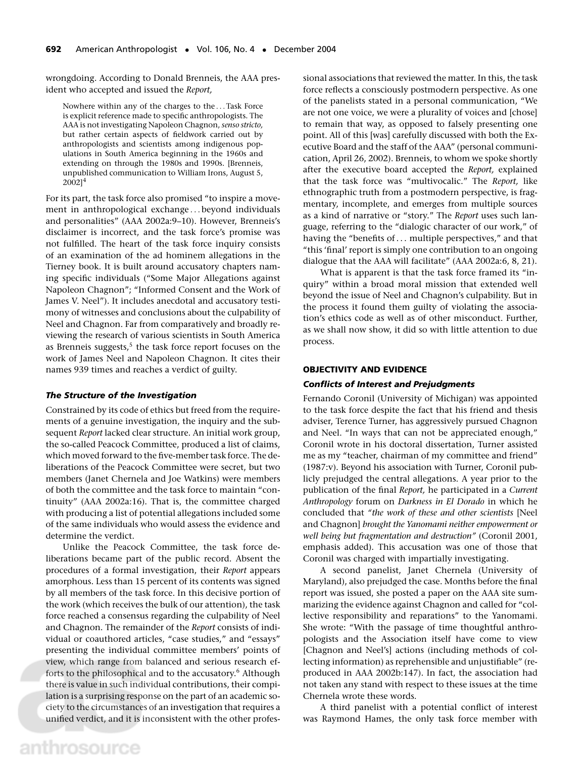wrongdoing. According to Donald Brenneis, the AAA president who accepted and issued the *Report,*

> Nowhere within any of the charges to the . . . Task Force is explicit reference made to specific anthropologists. The AAA is not investigating Napoleon Chagnon, *senso stricto,* but rather certain aspects of fieldwork carried out by anthropologists and scientists among indigenous populations in South America beginning in the 1960s and extending on through the 1980s and 1990s. [Brenneis, unpublished communication to William Irons, August 5, 2002][4]

For its part, the task force also promised "to inspire a movement in anthropological exchange . . . beyond individuals and personalities" (AAA 2002a:9–10). However, Brenneis's disclaimer is incorrect, and the task force's promise was not fulfilled. The heart of the task force inquiry consists of an examination of the ad hominem allegations in the Tierney book. It is built around accusatory chapters naming specific individuals ("Some Major Allegations against Napoleon Chagnon"; "Informed Consent and the Work of James V. Neel"). It includes anecdotal and accusatory testimony of witnesses and conclusions about the culpability of Neel and Chagnon. Far from comparatively and broadly reviewing the research of various scientists in South America as Brenneis suggests,[5] the task force report focuses on the work of James Neel and Napoleon Chagnon. It cites their names 939 times and reaches a verdict of guilty.

### *The Structure of the Investigation*

Constrained by its code of ethics but freed from the requirements of a genuine investigation, the inquiry and the subsequent *Report* lacked clear structure. An initial work group, the so-called Peacock Committee, produced a list of claims, which moved forward to the five-member task force. The deliberations of the Peacock Committee were secret, but two members (Janet Chernela and Joe Watkins) were members of both the committee and the task force to maintain "continuity" (AAA 2002a:16). That is, the committee charged with producing a list of potential allegations included some of the same individuals who would assess the evidence and determine the verdict.

Unlike the Peacock Committee, the task force deliberations became part of the public record. Absent the procedures of a formal investigation, their *Report* appears amorphous. Less than 15 percent of its contents was signed by all members of the task force. In this decisive portion of the work (which receives the bulk of our attention), the task force reached a consensus regarding the culpability of Neel and Chagnon. The remainder of the *Report* consists of individual or coauthored articles, "case studies," and "essays" presenting the individual committee members' points of view, which range from balanced and serious research efforts to the philosophical and to the accusatory.[6] Although there is value in such individual contributions, their compilation is a surprising response on the part of an academic society to the circumstances of an investigation that requires a unified verdict, and it is inconsistent with the other professional associations that reviewed the matter. In this, the task force reflects a consciously postmodern perspective. As one of the panelists stated in a personal communication, "We are not one voice, we were a plurality of voices and [chose] to remain that way, as opposed to falsely presenting one point. All of this [was] carefully discussed with both the Executive Board and the staff of the AAA" (personal communication, April 26, 2002). Brenneis, to whom we spoke shortly after the executive board accepted the *Report,* explained that the task force was "multivocalic." The *Report,* like ethnographic truth from a postmodern perspective, is fragmentary, incomplete, and emerges from multiple sources as a kind of narrative or "story." The *Report* uses such language, referring to the "dialogic character of our work," of having the "benefits of . . . multiple perspectives," and that "this 'final' report is simply one contribution to an ongoing dialogue that the AAA will facilitate" (AAA 2002a:6, 8, 21).

What is apparent is that the task force framed its "inquiry" within a broad moral mission that extended well beyond the issue of Neel and Chagnon's culpability. But in the process it found them guilty of violating the association's ethics code as well as of other misconduct. Further, as we shall now show, it did so with little attention to due process.

## OBJECTIVITY AND EVIDENCE

### *Conflicts of Interest and Prejudgments*

Fernando Coronil (University of Michigan) was appointed to the task force despite the fact that his friend and thesis adviser, Terence Turner, has aggressively pursued Chagnon and Neel. "In ways that can not be appreciated enough," Coronil wrote in his doctoral dissertation, Turner assisted me as my "teacher, chairman of my committee and friend" (1987:v). Beyond his association with Turner, Coronil publicly prejudged the central allegations. A year prior to the publication of the final *Report,* he participated in a *Current Anthropology* forum on *Darkness in El Dorado* in which he concluded that *"the work of these and other scientists* [Neel and Chagnon] *brought the Yanomami neither empowerment or well being but fragmentation and destruction"* (Coronil 2001, emphasis added). This accusation was one of those that Coronil was charged with impartially investigating.

A second panelist, Janet Chernela (University of Maryland), also prejudged the case. Months before the final report was issued, she posted a paper on the AAA site summarizing the evidence against Chagnon and called for "collective responsibility and reparations" to the Yanomami. She wrote: "With the passage of time thoughtful anthropologists and the Association itself have come to view [Chagnon and Neel's] actions (including methods of collecting information) as reprehensible and unjustifiable" (reproduced in AAA 2002b:147). In fact, the association had not taken any stand with respect to these issues at the time Chernela wrote these words.

A third panelist with a potential conflict of interest was Raymond Hames, the only task force member with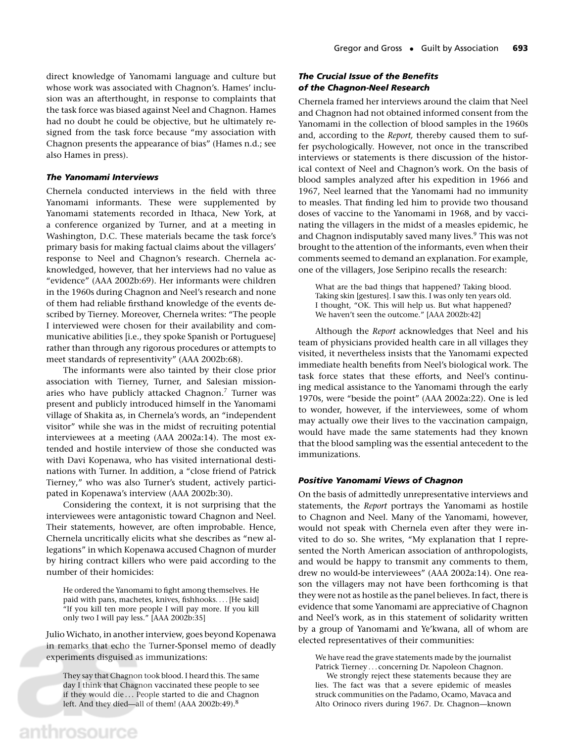direct knowledge of Yanomami language and culture but whose work was associated with Chagnon's. Hames' inclusion was an afterthought, in response to complaints that the task force was biased against Neel and Chagnon. Hames had no doubt he could be objective, but he ultimately resigned from the task force because "my association with Chagnon presents the appearance of bias" (Hames n.d.; see also Hames in press).

### *The Yanomami Interviews*

Chernela conducted interviews in the field with three Yanomami informants. These were supplemented by Yanomami statements recorded in Ithaca, New York, at a conference organized by Turner, and at a meeting in Washington, D.C. These materials became the task force's primary basis for making factual claims about the villagers' response to Neel and Chagnon's research. Chernela acknowledged, however, that her interviews had no value as "evidence" (AAA 2002b:69). Her informants were children in the 1960s during Chagnon and Neel's research and none of them had reliable firsthand knowledge of the events described by Tierney. Moreover, Chernela writes: "The people I interviewed were chosen for their availability and communicative abilities [i.e., they spoke Spanish or Portuguese] rather than through any rigorous procedures or attempts to meet standards of representivity" (AAA 2002b:68).

The informants were also tainted by their close prior association with Tierney, Turner, and Salesian missionaries who have publicly attacked Chagnon.[7] Turner was present and publicly introduced himself in the Yanomami village of Shakita as, in Chernela's words, an "independent visitor" while she was in the midst of recruiting potential interviewees at a meeting (AAA 2002a:14). The most extended and hostile interview of those she conducted was with Davi Kopenawa, who has visited international destinations with Turner. In addition, a "close friend of Patrick Tierney," who was also Turner's student, actively participated in Kopenawa's interview (AAA 2002b:30).

Considering the context, it is not surprising that the interviewees were antagonistic toward Chagnon and Neel. Their statements, however, are often improbable. Hence, Chernela uncritically elicits what she describes as "new allegations" in which Kopenawa accused Chagnon of murder by hiring contract killers who were paid according to the number of their homicides:

> He ordered the Yanomami to fight among themselves. He paid with pans, machetes, knives, fishhooks. . . . [He said] "If you kill ten more people I will pay more. If you kill only two I will pay less." [AAA 2002b:35]

Julio Wichato, in another interview, goes beyond Kopenawa in remarks that echo the Turner-Sponsel memo of deadly experiments disguised as immunizations:

> They say that Chagnon took blood. I heard this. The same day I think that Chagnon vaccinated these people to see if they would die . . . People started to die and Chagnon left. And they died—all of them! (AAA 2002b:49).[8]

### *The Crucial Issue of the Benefits of the Chagnon-Neel Research*

Chernela framed her interviews around the claim that Neel and Chagnon had not obtained informed consent from the Yanomami in the collection of blood samples in the 1960s and, according to the *Report,* thereby caused them to suffer psychologically. However, not once in the transcribed interviews or statements is there discussion of the historical context of Neel and Chagnon's work. On the basis of blood samples analyzed after his expedition in 1966 and 1967, Neel learned that the Yanomami had no immunity to measles. That finding led him to provide two thousand doses of vaccine to the Yanomami in 1968, and by vaccinating the villagers in the midst of a measles epidemic, he and Chagnon indisputably saved many lives.[9] This was not brought to the attention of the informants, even when their comments seemed to demand an explanation. For example, one of the villagers, Jose Seripino recalls the research:

> What are the bad things that happened? Taking blood. Taking skin [gestures]. I saw this. I was only ten years old. I thought, "OK. This will help us. But what happened? We haven't seen the outcome." [AAA 2002b:42]

Although the *Report* acknowledges that Neel and his team of physicians provided health care in all villages they visited, it nevertheless insists that the Yanomami expected immediate health benefits from Neel's biological work. The task force states that these efforts, and Neel's continuing medical assistance to the Yanomami through the early 1970s, were "beside the point" (AAA 2002a:22). One is led to wonder, however, if the interviewees, some of whom may actually owe their lives to the vaccination campaign, would have made the same statements had they known that the blood sampling was the essential antecedent to the immunizations.

### *Positive Yanomami Views of Chagnon*

On the basis of admittedly unrepresentative interviews and statements, the *Report* portrays the Yanomami as hostile to Chagnon and Neel. Many of the Yanomami, however, would not speak with Chernela even after they were invited to do so. She writes, "My explanation that I represented the North American association of anthropologists, and would be happy to transmit any comments to them, drew no would-be interviewees" (AAA 2002a:14). One reason the villagers may not have been forthcoming is that they were not as hostile as the panel believes. In fact, there is evidence that some Yanomami are appreciative of Chagnon and Neel's work, as in this statement of solidarity written by a group of Yanomami and Ye'kwana, all of whom are elected representatives of their communities:

> We have read the grave statements made by the journalist Patrick Tierney . . . concerning Dr. Napoleon Chagnon.
>
> We strongly reject these statements because they are lies. The fact was that a severe epidemic of measles struck communities on the Padamo, Ocamo, Mavaca and Alto Orinoco rivers during 1967. Dr. Chagnon—known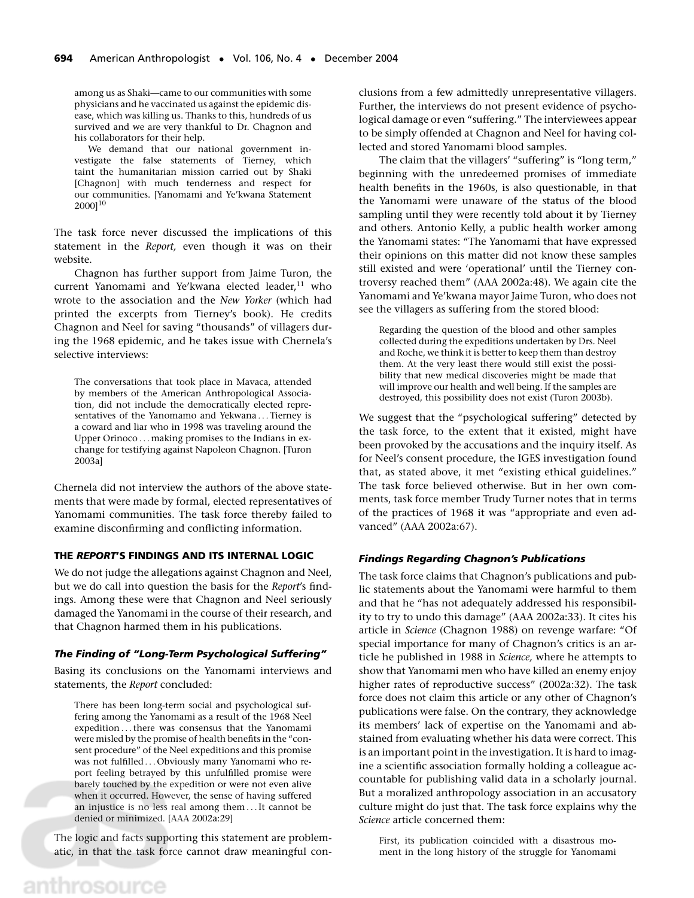among us as Shaki—came to our communities with some physicians and he vaccinated us against the epidemic disease, which was killing us. Thanks to this, hundreds of us survived and we are very thankful to Dr. Chagnon and his collaborators for their help.

> We demand that our national government investigate the false statements of Tierney, which taint the humanitarian mission carried out by Shaki [Chagnon] with much tenderness and respect for our communities. [Yanomami and Ye'kwana Statement 2000][10]

The task force never discussed the implications of this statement in the *Report,* even though it was on their website.

Chagnon has further support from Jaime Turon, the current Yanomami and Ye'kwana elected leader,[11] who wrote to the association and the *New Yorker* (which had printed the excerpts from Tierney's book). He credits Chagnon and Neel for saving "thousands" of villagers during the 1968 epidemic, and he takes issue with Chernela's selective interviews:

> The conversations that took place in Mavaca, attended by members of the American Anthropological Association, did not include the democratically elected representatives of the Yanomamo and Yekwana . . . Tierney is a coward and liar who in 1998 was traveling around the Upper Orinoco . . . making promises to the Indians in exchange for testifying against Napoleon Chagnon. [Turon 2003a]

Chernela did not interview the authors of the above statements that were made by formal, elected representatives of Yanomami communities. The task force thereby failed to examine disconfirming and conflicting information.

## THE *REPORT*'S FINDINGS AND ITS INTERNAL LOGIC

We do not judge the allegations against Chagnon and Neel, but we do call into question the basis for the *Report*'s findings. Among these were that Chagnon and Neel seriously damaged the Yanomami in the course of their research, and that Chagnon harmed them in his publications.

### *The Finding of "Long-Term Psychological Suffering"*

Basing its conclusions on the Yanomami interviews and statements, the *Report* concluded:

> There has been long-term social and psychological suffering among the Yanomami as a result of the 1968 Neel expedition . . . there was consensus that the Yanomami were misled by the promise of health benefits in the "consent procedure" of the Neel expeditions and this promise was not fulfilled . . . Obviously many Yanomami who report feeling betrayed by this unfulfilled promise were barely touched by the expedition or were not even alive when it occurred. However, the sense of having suffered an injustice is no less real among them . . . It cannot be denied or minimized. [AAA 2002a:29]

The logic and facts supporting this statement are problematic, in that the task force cannot draw meaningful conclusions from a few admittedly unrepresentative villagers. Further, the interviews do not present evidence of psychological damage or even "suffering." The interviewees appear to be simply offended at Chagnon and Neel for having collected and stored Yanomami blood samples.

The claim that the villagers' "suffering" is "long term," beginning with the unredeemed promises of immediate health benefits in the 1960s, is also questionable, in that the Yanomami were unaware of the status of the blood sampling until they were recently told about it by Tierney and others. Antonio Kelly, a public health worker among the Yanomami states: "The Yanomami that have expressed their opinions on this matter did not know these samples still existed and were 'operational' until the Tierney controversy reached them" (AAA 2002a:48). We again cite the Yanomami and Ye'kwana mayor Jaime Turon, who does not see the villagers as suffering from the stored blood:

> Regarding the question of the blood and other samples collected during the expeditions undertaken by Drs. Neel and Roche, we think it is better to keep them than destroy them. At the very least there would still exist the possibility that new medical discoveries might be made that will improve our health and well being. If the samples are destroyed, this possibility does not exist (Turon 2003b).

We suggest that the "psychological suffering" detected by the task force, to the extent that it existed, might have been provoked by the accusations and the inquiry itself. As for Neel's consent procedure, the IGES investigation found that, as stated above, it met "existing ethical guidelines." The task force believed otherwise. But in her own comments, task force member Trudy Turner notes that in terms of the practices of 1968 it was "appropriate and even advanced" (AAA 2002a:67).

### *Findings Regarding Chagnon's Publications*

The task force claims that Chagnon's publications and public statements about the Yanomami were harmful to them and that he "has not adequately addressed his responsibility to try to undo this damage" (AAA 2002a:33). It cites his article in *Science* (Chagnon 1988) on revenge warfare: "Of special importance for many of Chagnon's critics is an article he published in 1988 in *Science,* where he attempts to show that Yanomami men who have killed an enemy enjoy higher rates of reproductive success" (2002a:32). The task force does not claim this article or any other of Chagnon's publications were false. On the contrary, they acknowledge its members' lack of expertise on the Yanomami and abstained from evaluating whether his data were correct. This is an important point in the investigation. It is hard to imagine a scientific association formally holding a colleague accountable for publishing valid data in a scholarly journal. But a moralized anthropology association in an accusatory culture might do just that. The task force explains why the *Science* article concerned them:

> First, its publication coincided with a disastrous moment in the long history of the struggle for Yanomami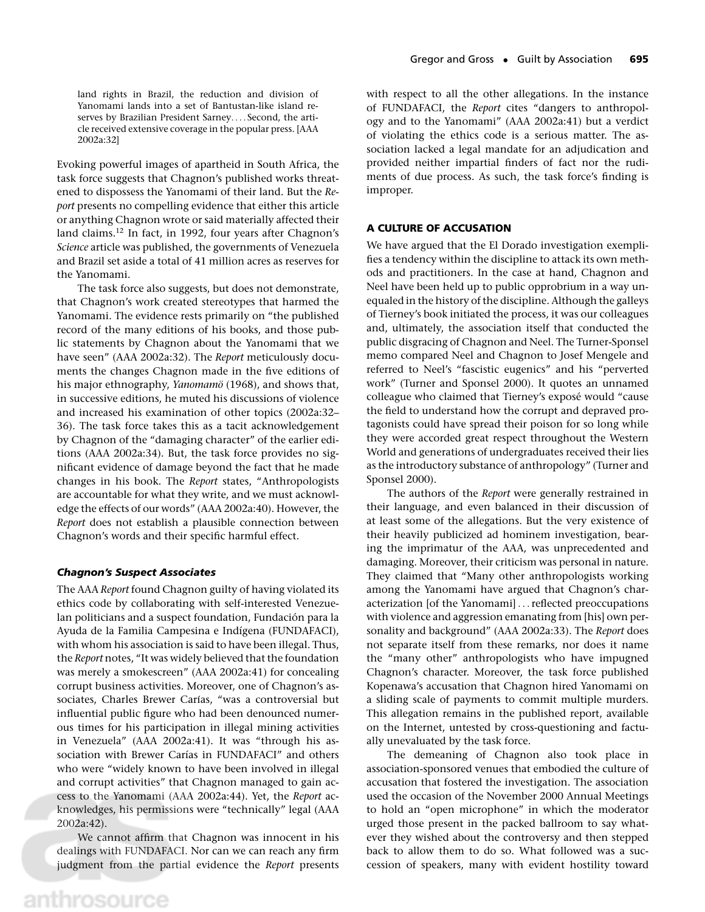> land rights in Brazil, the reduction and division of Yanomami lands into a set of Bantustan-like island reserves by Brazilian President Sarney. . . . Second, the article received extensive coverage in the popular press. [AAA 2002a:32]

Evoking powerful images of apartheid in South Africa, the task force suggests that Chagnon's published works threatened to dispossess the Yanomami of their land. But the *Report* presents no compelling evidence that either this article or anything Chagnon wrote or said materially affected their land claims.[12] In fact, in 1992, four years after Chagnon's *Science* article was published, the governments of Venezuela and Brazil set aside a total of 41 million acres as reserves for the Yanomami.

The task force also suggests, but does not demonstrate, that Chagnon's work created stereotypes that harmed the Yanomami. The evidence rests primarily on "the published record of the many editions of his books, and those public statements by Chagnon about the Yanomami that we have seen" (AAA 2002a:32). The *Report* meticulously documents the changes Chagnon made in the five editions of his major ethnography, *Yanomamö* (1968), and shows that, in successive editions, he muted his discussions of violence and increased his examination of other topics (2002a:32–36). The task force takes this as a tacit acknowledgement by Chagnon of the "damaging character" of the earlier editions (AAA 2002a:34). But, the task force provides no significant evidence of damage beyond the fact that he made changes in his book. The *Report* states, "Anthropologists are accountable for what they write, and we must acknowledge the effects of our words" (AAA 2002a:40). However, the *Report* does not establish a plausible connection between Chagnon's words and their specific harmful effect.

### *Chagnon's Suspect Associates*

The AAA *Report* found Chagnon guilty of having violated its ethics code by collaborating with self-interested Venezuelan politicians and a suspect foundation, Fundación para la Ayuda de la Familia Campesina e Indígena (FUNDAFACI), with whom his association is said to have been illegal. Thus, the *Report* notes, "It was widely believed that the foundation was merely a smokescreen" (AAA 2002a:41) for concealing corrupt business activities. Moreover, one of Chagnon's associates, Charles Brewer Carías, "was a controversial but influential public figure who had been denounced numerous times for his participation in illegal mining activities in Venezuela" (AAA 2002a:41). It was "through his association with Brewer Carías in FUNDAFACI" and others who were "widely known to have been involved in illegal and corrupt activities" that Chagnon managed to gain access to the Yanomami (AAA 2002a:44). Yet, the *Report* acknowledges, his permissions were "technically" legal (AAA 2002a:42).

We cannot affirm that Chagnon was innocent in his dealings with FUNDAFACI. Nor can we can reach any firm judgment from the partial evidence the *Report* presents with respect to all the other allegations. In the instance of FUNDAFACI, the *Report* cites "dangers to anthropology and to the Yanomami" (AAA 2002a:41) but a verdict of violating the ethics code is a serious matter. The association lacked a legal mandate for an adjudication and provided neither impartial finders of fact nor the rudiments of due process. As such, the task force's finding is improper.

## A CULTURE OF ACCUSATION

We have argued that the El Dorado investigation exemplifies a tendency within the discipline to attack its own methods and practitioners. In the case at hand, Chagnon and Neel have been held up to public opprobrium in a way unequaled in the history of the discipline. Although the galleys of Tierney's book initiated the process, it was our colleagues and, ultimately, the association itself that conducted the public disgracing of Chagnon and Neel. The Turner-Sponsel memo compared Neel and Chagnon to Josef Mengele and referred to Neel's "fascistic eugenics" and his "perverted work" (Turner and Sponsel 2000). It quotes an unnamed colleague who claimed that Tierney's exposé would "cause the field to understand how the corrupt and depraved protagonists could have spread their poison for so long while they were accorded great respect throughout the Western World and generations of undergraduates received their lies as the introductory substance of anthropology" (Turner and Sponsel 2000).

The authors of the *Report* were generally restrained in their language, and even balanced in their discussion of at least some of the allegations. But the very existence of their heavily publicized ad hominem investigation, bearing the imprimatur of the AAA, was unprecedented and damaging. Moreover, their criticism was personal in nature. They claimed that "Many other anthropologists working among the Yanomami have argued that Chagnon's characterization [of the Yanomami] . . . reflected preoccupations with violence and aggression emanating from [his] own personality and background" (AAA 2002a:33). The *Report* does not separate itself from these remarks, nor does it name the "many other" anthropologists who have impugned Chagnon's character. Moreover, the task force published Kopenawa's accusation that Chagnon hired Yanomami on a sliding scale of payments to commit multiple murders. This allegation remains in the published report, available on the Internet, untested by cross-questioning and factually unevaluated by the task force.

The demeaning of Chagnon also took place in association-sponsored venues that embodied the culture of accusation that fostered the investigation. The association used the occasion of the November 2000 Annual Meetings to hold an "open microphone" in which the moderator urged those present in the packed ballroom to say whatever they wished about the controversy and then stepped back to allow them to do so. What followed was a succession of speakers, many with evident hostility toward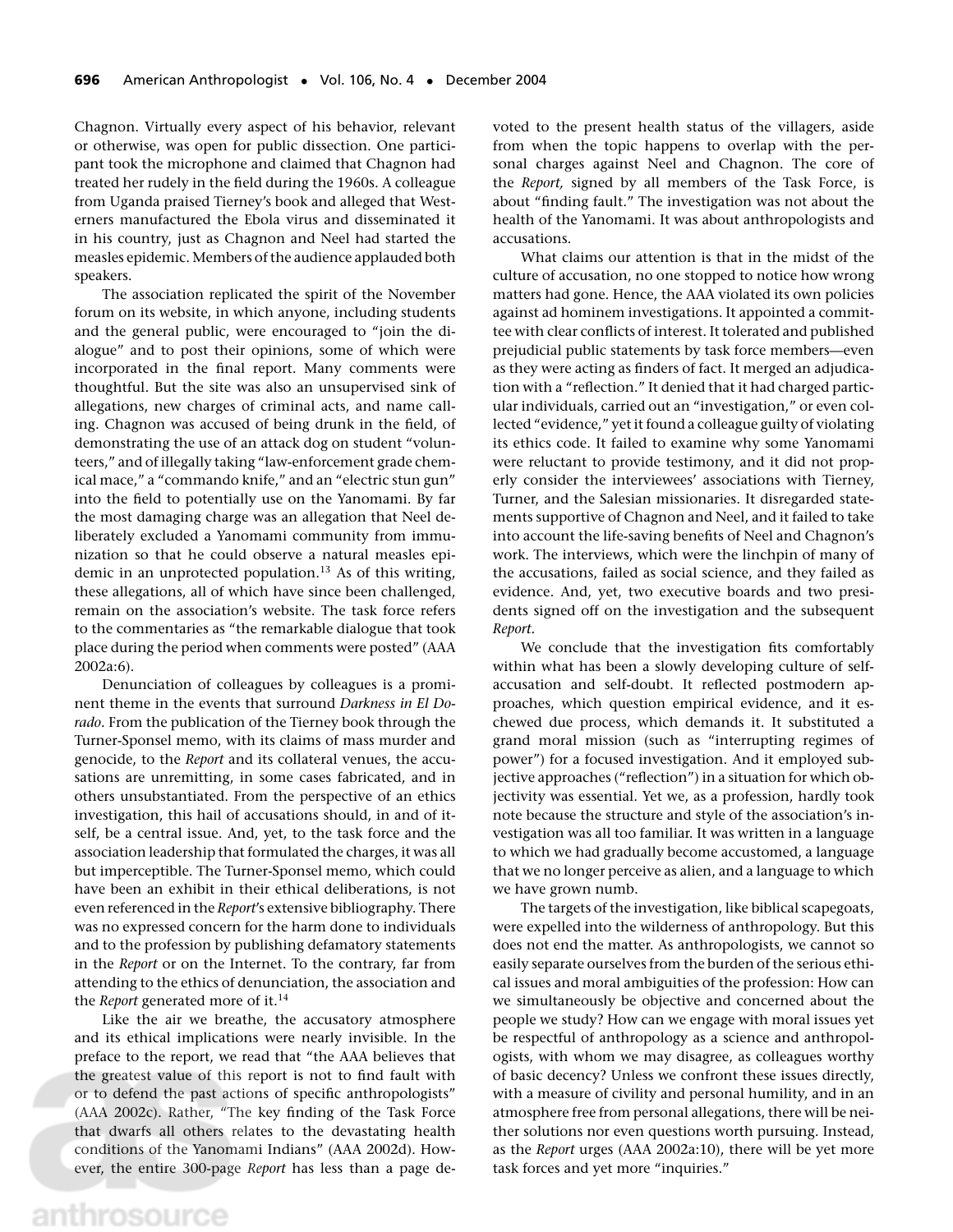Chagnon. Virtually every aspect of his behavior, relevant or otherwise, was open for public dissection. One participant took the microphone and claimed that Chagnon had treated her rudely in the field during the 1960s. A colleague from Uganda praised Tierney's book and alleged that Westerners manufactured the Ebola virus and disseminated it in his country, just as Chagnon and Neel had started the measles epidemic. Members of the audience applauded both speakers.

The association replicated the spirit of the November forum on its website, in which anyone, including students and the general public, were encouraged to "join the dialogue" and to post their opinions, some of which were incorporated in the final report. Many comments were thoughtful. But the site was also an unsupervised sink of allegations, new charges of criminal acts, and name calling. Chagnon was accused of being drunk in the field, of demonstrating the use of an attack dog on student "volunteers," and of illegally taking "law-enforcement grade chemical mace," a "commando knife," and an "electric stun gun" into the field to potentially use on the Yanomami. By far the most damaging charge was an allegation that Neel deliberately excluded a Yanomami community from immunization so that he could observe a natural measles epidemic in an unprotected population.[13] As of this writing, these allegations, all of which have since been challenged, remain on the association's website. The task force refers to the commentaries as "the remarkable dialogue that took place during the period when comments were posted" (AAA 2002a:6).

Denunciation of colleagues by colleagues is a prominent theme in the events that surround *Darkness in El Dorado*. From the publication of the Tierney book through the Turner-Sponsel memo, with its claims of mass murder and genocide, to the *Report* and its collateral venues, the accusations are unremitting, in some cases fabricated, and in others unsubstantiated. From the perspective of an ethics investigation, this hail of accusations should, in and of itself, be a central issue. And, yet, to the task force and the association leadership that formulated the charges, it was all but imperceptible. The Turner-Sponsel memo, which could have been an exhibit in their ethical deliberations, is not even referenced in the *Report*'s extensive bibliography. There was no expressed concern for the harm done to individuals and to the profession by publishing defamatory statements in the *Report* or on the Internet. To the contrary, far from attending to the ethics of denunciation, the association and the *Report* generated more of it.[14]

Like the air we breathe, the accusatory atmosphere and its ethical implications were nearly invisible. In the preface to the report, we read that "the AAA believes that the greatest value of this report is not to find fault with or to defend the past actions of specific anthropologists" (AAA 2002c). Rather, "The key finding of the Task Force that dwarfs all others relates to the devastating health conditions of the Yanomami Indians" (AAA 2002d). However, the entire 300-page *Report* has less than a page devoted to the present health status of the villagers, aside from when the topic happens to overlap with the personal charges against Neel and Chagnon. The core of the *Report,* signed by all members of the Task Force, is about "finding fault." The investigation was not about the health of the Yanomami. It was about anthropologists and accusations.

What claims our attention is that in the midst of the culture of accusation, no one stopped to notice how wrong matters had gone. Hence, the AAA violated its own policies against ad hominem investigations. It appointed a committee with clear conflicts of interest. It tolerated and published prejudicial public statements by task force members—even as they were acting as finders of fact. It merged an adjudication with a "reflection." It denied that it had charged particular individuals, carried out an "investigation," or even collected "evidence," yet it found a colleague guilty of violating its ethics code. It failed to examine why some Yanomami were reluctant to provide testimony, and it did not properly consider the interviewees' associations with Tierney, Turner, and the Salesian missionaries. It disregarded statements supportive of Chagnon and Neel, and it failed to take into account the life-saving benefits of Neel and Chagnon's work. The interviews, which were the linchpin of many of the accusations, failed as social science, and they failed as evidence. And, yet, two executive boards and two presidents signed off on the investigation and the subsequent *Report*.

We conclude that the investigation fits comfortably within what has been a slowly developing culture of self-accusation and self-doubt. It reflected postmodern approaches, which question empirical evidence, and it eschewed due process, which demands it. It substituted a grand moral mission (such as "interrupting regimes of power") for a focused investigation. And it employed subjective approaches ("reflection") in a situation for which objectivity was essential. Yet we, as a profession, hardly took note because the structure and style of the association's investigation was all too familiar. It was written in a language to which we had gradually become accustomed, a language that we no longer perceive as alien, and a language to which we have grown numb.

The targets of the investigation, like biblical scapegoats, were expelled into the wilderness of anthropology. But this does not end the matter. As anthropologists, we cannot so easily separate ourselves from the burden of the serious ethical issues and moral ambiguities of the profession: How can we simultaneously be objective and concerned about the people we study? How can we engage with moral issues yet be respectful of anthropology as a science and anthropologists, with whom we may disagree, as colleagues worthy of basic decency? Unless we confront these issues directly, with a measure of civility and personal humility, and in an atmosphere free from personal allegations, there will be neither solutions nor even questions worth pursuing. Instead, as the *Report* urges (AAA 2002a:10), there will be yet more task forces and yet more "inquiries."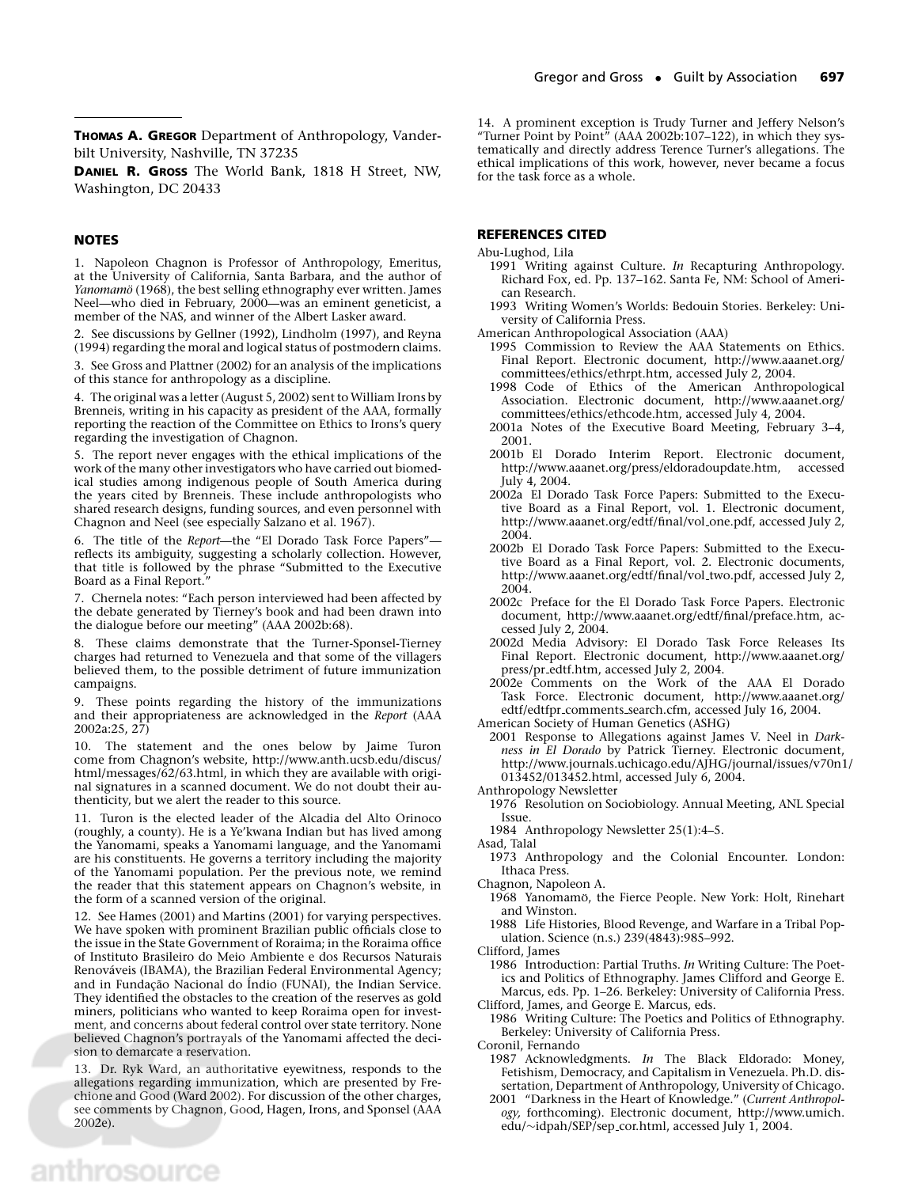**Thomas A. Gregor** Department of Anthropology, Vanderbilt University, Nashville, TN 37235

**Daniel R. Gross** The World Bank, 1818 H Street, NW, Washington, DC 20433

## NOTES

1. Napoleon Chagnon is Professor of Anthropology, Emeritus, at the University of California, Santa Barbara, and the author of *Yanomamö* (1968), the best selling ethnography ever written. James Neel—who died in February, 2000—was an eminent geneticist, a member of the NAS, and winner of the Albert Lasker award.

2. See discussions by Gellner (1992), Lindholm (1997), and Reyna (1994) regarding the moral and logical status of postmodern claims.

3. See Gross and Plattner (2002) for an analysis of the implications of this stance for anthropology as a discipline.

4. The original was a letter (August 5, 2002) sent to William Irons by Brenneis, writing in his capacity as president of the AAA, formally reporting the reaction of the Committee on Ethics to Irons's query regarding the investigation of Chagnon.

5. The report never engages with the ethical implications of the work of the many other investigators who have carried out biomedical studies among indigenous people of South America during the years cited by Brenneis. These include anthropologists who shared research designs, funding sources, and even personnel with Chagnon and Neel (see especially Salzano et al. 1967).

6. The title of the *Report*—the "El Dorado Task Force Papers"—reflects its ambiguity, suggesting a scholarly collection. However, that title is followed by the phrase "Submitted to the Executive Board as a Final Report."

7. Chernela notes: "Each person interviewed had been affected by the debate generated by Tierney's book and had been drawn into the dialogue before our meeting" (AAA 2002b:68).

8. These claims demonstrate that the Turner-Sponsel-Tierney charges had returned to Venezuela and that some of the villagers believed them, to the possible detriment of future immunization campaigns.

9. These points regarding the history of the immunizations and their appropriateness are acknowledged in the *Report* (AAA 2002a:25, 27)

10. The statement and the ones below by Jaime Turon come from Chagnon's website, http://www.anth.ucsb.edu/discus/html/messages/62/63.html, in which they are available with original signatures in a scanned document. We do not doubt their authenticity, but we alert the reader to this source.

11. Turon is the elected leader of the Alcadia del Alto Orinoco (roughly, a county). He is a Ye'kwana Indian but has lived among the Yanomami, speaks a Yanomami language, and the Yanomami are his constituents. He governs a territory including the majority of the Yanomami population. Per the previous note, we remind the reader that this statement appears on Chagnon's website, in the form of a scanned version of the original.

12. See Hames (2001) and Martins (2001) for varying perspectives. We have spoken with prominent Brazilian public officials close to the issue in the State Government of Roraima; in the Roraima office of Instituto Brasileiro do Meio Ambiente e dos Recursos Naturais Renováveis (IBAMA), the Brazilian Federal Environmental Agency; and in Fundação Nacional do Índio (FUNAI), the Indian Service. They identified the obstacles to the creation of the reserves as gold miners, politicians who wanted to keep Roraima open for investment, and concerns about federal control over state territory. None believed Chagnon's portrayals of the Yanomami affected the decision to demarcate a reservation.

13. Dr. Ryk Ward, an authoritative eyewitness, responds to the allegations regarding immunization, which are presented by Frechione and Good (Ward 2002). For discussion of the other charges, see comments by Chagnon, Good, Hagen, Irons, and Sponsel (AAA 2002e).

14. A prominent exception is Trudy Turner and Jeffery Nelson's "Turner Point by Point" (AAA 2002b:107–122), in which they systematically and directly address Terence Turner's allegations. The ethical implications of this work, however, never became a focus for the task force as a whole.

## REFERENCES CITED

Abu-Lughod, Lila
- 1991 Writing against Culture. *In* Recapturing Anthropology. Richard Fox, ed. Pp. 137–162. Santa Fe, NM: School of American Research.
- 1993 Writing Women's Worlds: Bedouin Stories. Berkeley: University of California Press.

American Anthropological Association (AAA)
- 1995 Commission to Review the AAA Statements on Ethics. Final Report. Electronic document, http://www.aaanet.org/committees/ethics/ethrpt.htm, accessed July 2, 2004.
- 1998 Code of Ethics of the American Anthropological Association. Electronic document, http://www.aaanet.org/committees/ethics/ethcode.htm, accessed July 4, 2004.
- 2001a Notes of the Executive Board Meeting, February 3–4, 2001.
- 2001b El Dorado Interim Report. Electronic document, http://www.aaanet.org/press/eldoradoupdate.htm, accessed July 4, 2004.
- 2002a El Dorado Task Force Papers: Submitted to the Executive Board as a Final Report, vol. 1. Electronic document, http://www.aaanet.org/edtf/final/vol_one.pdf, accessed July 2, 2004.
- 2002b El Dorado Task Force Papers: Submitted to the Executive Board as a Final Report, vol. 2. Electronic documents, http://www.aaanet.org/edtf/final/vol_two.pdf, accessed July 2, 2004.
- 2002c Preface for the El Dorado Task Force Papers. Electronic document, http://www.aaanet.org/edtf/final/preface.htm, accessed July 2, 2004.
- 2002d Media Advisory: El Dorado Task Force Releases Its Final Report. Electronic document, http://www.aaanet.org/press/pr_edtf.htm, accessed July 2, 2004.
- 2002e Comments on the Work of the AAA El Dorado Task Force. Electronic document, http://www.aaanet.org/edtf/edtfpr_comments_search.cfm, accessed July 16, 2004.

American Society of Human Genetics (ASHG)
- 2001 Response to Allegations against James V. Neel in *Darkness in El Dorado* by Patrick Tierney. Electronic document, http://www.journals.uchicago.edu/AJHG/journal/issues/v70n1/013452/013452.html, accessed July 6, 2004.

Anthropology Newsletter
- 1976 Resolution on Sociobiology. Annual Meeting, ANL Special Issue.
- 1984 Anthropology Newsletter 25(1):4–5.

Asad, Talal
- 1973 Anthropology and the Colonial Encounter. London: Ithaca Press.

Chagnon, Napoleon A.
- 1968 Yanomamö, the Fierce People. New York: Holt, Rinehart and Winston.
- 1988 Life Histories, Blood Revenge, and Warfare in a Tribal Population. Science (n.s.) 239(4843):985–992.

Clifford, James
- 1986 Introduction: Partial Truths. *In* Writing Culture: The Poetics and Politics of Ethnography. James Clifford and George E. Marcus, eds. Pp. 1–26. Berkeley: University of California Press.

Clifford, James, and George E. Marcus, eds.
- 1986 Writing Culture: The Poetics and Politics of Ethnography. Berkeley: University of California Press.

Coronil, Fernando
- 1987 Acknowledgments. *In* The Black Eldorado: Money, Fetishism, Democracy, and Capitalism in Venezuela. Ph.D. dissertation, Department of Anthropology, University of Chicago.
- 2001 "Darkness in the Heart of Knowledge." (*Current Anthropology,* forthcoming). Electronic document, http://www.umich.edu/~idpah/SEP/sep_cor.html, accessed July 1, 2004.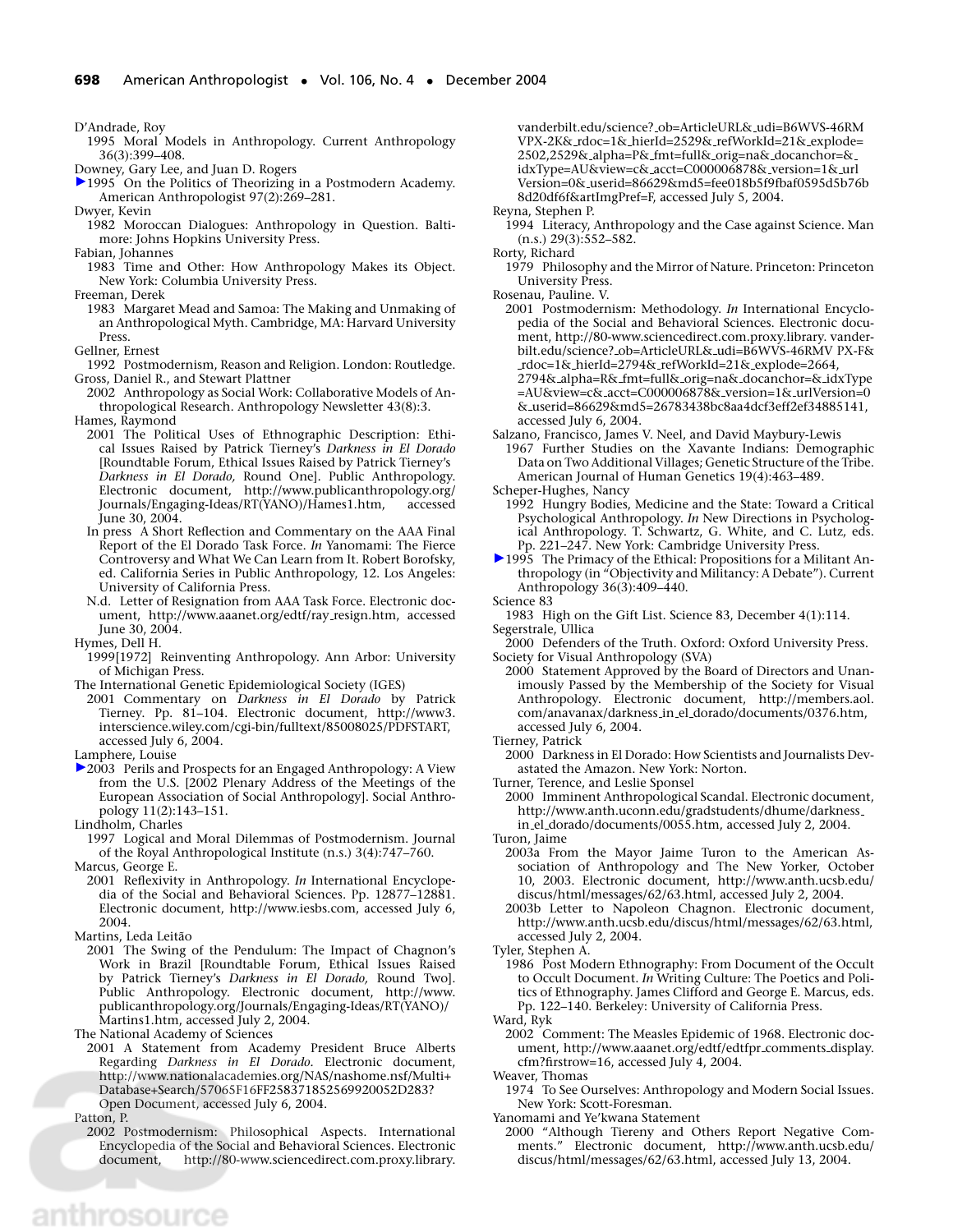D'Andrade, Roy

1995 Moral Models in Anthropology. Current Anthropology 36(3):399–408.

Downey, Gary Lee, and Juan D. Rogers

1995 On the Politics of Theorizing in a Postmodern Academy. American Anthropologist 97(2):269–281.

Dwyer, Kevin

1982 Moroccan Dialogues: Anthropology in Question. Baltimore: Johns Hopkins University Press.

Fabian, Johannes

1983 Time and Other: How Anthropology Makes its Object. New York: Columbia University Press.

Freeman, Derek

1983 Margaret Mead and Samoa: The Making and Unmaking of an Anthropological Myth. Cambridge, MA: Harvard University Press.

Gellner, Ernest

1992 Postmodernism, Reason and Religion. London: Routledge.

Gross, Daniel R., and Stewart Plattner

2002 Anthropology as Social Work: Collaborative Models of Anthropological Research. Anthropology Newsletter 43(8):3.

Hames, Raymond

2001 The Political Uses of Ethnographic Description: Ethical Issues Raised by Patrick Tierney's *Darkness in El Dorado* [Roundtable Forum, Ethical Issues Raised by Patrick Tierney's *Darkness in El Dorado,* Round One]. Public Anthropology. Electronic document, http://www.publicanthropology.org/Journals/Engaging-Ideas/RT(YANO)/Hames1.htm, accessed June 30, 2004.

In press A Short Reflection and Commentary on the AAA Final Report of the El Dorado Task Force. *In* Yanomami: The Fierce Controversy and What We Can Learn from It. Robert Borofsky, ed. California Series in Public Anthropology, 12. Los Angeles: University of California Press.

N.d. Letter of Resignation from AAA Task Force. Electronic document, http://www.aaanet.org/edtf/ray_resign.htm, accessed June 30, 2004.

Hymes, Dell H.

1999[1972] Reinventing Anthropology. Ann Arbor: University of Michigan Press.

The International Genetic Epidemiological Society (IGES)

2001 Commentary on *Darkness in El Dorado* by Patrick Tierney. Pp. 81–104. Electronic document, http://www3.interscience.wiley.com/cgi-bin/fulltext/85008025/PDFSTART, accessed July 6, 2004.

Lamphere, Louise

2003 Perils and Prospects for an Engaged Anthropology: A View from the U.S. [2002 Plenary Address of the Meetings of the European Association of Social Anthropology]. Social Anthropology 11(2):143–151.

Lindholm, Charles

1997 Logical and Moral Dilemmas of Postmodernism. Journal of the Royal Anthropological Institute (n.s.) 3(4):747–760.

Marcus, George E.

2001 Reflexivity in Anthropology. *In* International Encyclopedia of the Social and Behavioral Sciences. Pp. 12877–12881. Electronic document, http://www.iesbs.com, accessed July 6, 2004.

Martins, Leda Leitão

2001 The Swing of the Pendulum: The Impact of Chagnon's Work in Brazil [Roundtable Forum, Ethical Issues Raised by Patrick Tierney's *Darkness in El Dorado,* Round Two]. Public Anthropology. Electronic document, http://www.publicanthropology.org/Journals/Engaging-Ideas/RT(YANO)/Martins1.htm, accessed July 2, 2004.

The National Academy of Sciences

2001 A Statement from Academy President Bruce Alberts Regarding *Darkness in El Dorado.* Electronic document, http://www.nationalacademies.org/NAS/nashome.nsf/Multi+Database+Search/57065F16FF258371852569920052D283?Open Document, accessed July 6, 2004.

Patton, P.

2002 Postmodernism: Philosophical Aspects. International Encyclopedia of the Social and Behavioral Sciences. Electronic document, http://80-www.sciencedirect.com.proxy.library.vanderbilt.edu/science?_ob=ArticleURL&_udi=B6WVS-46RMVPX-2K&_rdoc=1&_hierId=2529&_refWorkId=21&_explode=2502,2529&_alpha=P&_fmt=full&_orig=na&_docanchor=&_idxType=AU&view=c&_acct=C000006878&_version=1&_urlVersion=0&_userid=86629&md5=fee018b5f9fbaf0595d5b76b8d20df6f&artImgPref=F, accessed July 5, 2004.

Reyna, Stephen P.

1994 Literacy, Anthropology and the Case against Science. Man (n.s.) 29(3):552–582.

Rorty, Richard

1979 Philosophy and the Mirror of Nature. Princeton: Princeton University Press.

Rosenau, Pauline. V.

2001 Postmodernism: Methodology. *In* International Encyclopedia of the Social and Behavioral Sciences. Electronic document, http://80-www.sciencedirect.com.proxy.library.vanderbilt.edu/science?_ob=ArticleURL&_udi=B6WVS-46RMVPX-F&_rdoc=1&_hierId=2794&_refWorkId=21&_explode=2664,2794&_alpha=R&_fmt=full&_orig=na&_docanchor=&_idxType=AU&view=c&_acct=C000006878&_version=1&_urlVersion=0&_userid=86629&md5=26783438bc8aa4dcf3eff2ef34885141, accessed July 6, 2004.

Salzano, Francisco, James V. Neel, and David Maybury-Lewis

1967 Further Studies on the Xavante Indians: Demographic Data on Two Additional Villages; Genetic Structure of the Tribe. American Journal of Human Genetics 19(4):463–489.

Scheper-Hughes, Nancy

1992 Hungry Bodies, Medicine and the State: Toward a Critical Psychological Anthropology. *In* New Directions in Psychological Anthropology. T. Schwartz, G. White, and C. Lutz, eds. Pp. 221–247. New York: Cambridge University Press.

1995 The Primacy of the Ethical: Propositions for a Militant Anthropology (in "Objectivity and Militancy: A Debate"). Current Anthropology 36(3):409–440.

Science 83

1983 High on the Gift List. Science 83, December 4(1):114.

Segerstrale, Ullica

2000 Defenders of the Truth. Oxford: Oxford University Press.

Society for Visual Anthropology (SVA)

2000 Statement Approved by the Board of Directors and Unanimously Passed by the Membership of the Society for Visual Anthropology. Electronic document, http://members.aol.com/anavanax/darkness_in_el_dorado/documents/0376.htm, accessed July 6, 2004.

Tierney, Patrick

2000 Darkness in El Dorado: How Scientists and Journalists Devastated the Amazon. New York: Norton.

Turner, Terence, and Leslie Sponsel

2000 Imminent Anthropological Scandal. Electronic document, http://www.anth.uconn.edu/gradstudents/dhume/darkness_in_el_dorado/documents/0055.htm, accessed July 2, 2004.

Turon, Jaime

2003a From the Mayor Jaime Turon to the American Association of Anthropology and The New Yorker, October 10, 2003. Electronic document, http://www.anth.ucsb.edu/discus/html/messages/62/63.html, accessed July 2, 2004.

2003b Letter to Napoleon Chagnon. Electronic document, http://www.anth.ucsb.edu/discus/html/messages/62/63.html, accessed July 2, 2004.

Tyler, Stephen A.

1986 Post Modern Ethnography: From Document of the Occult to Occult Document. *In* Writing Culture: The Poetics and Politics of Ethnography. James Clifford and George E. Marcus, eds. Pp. 122–140. Berkeley: University of California Press.

Ward, Ryk

2002 Comment: The Measles Epidemic of 1968. Electronic document, http://www.aaanet.org/edtf/edtfpr_comments_display.cfm?firstrow=16, accessed July 4, 2004.

Weaver, Thomas

1974 To See Ourselves: Anthropology and Modern Social Issues. New York: Scott-Foresman.

Yanomami and Ye'kwana Statement

2000 "Although Tiereny and Others Report Negative Comments." Electronic document, http://www.anth.ucsb.edu/discus/html/messages/62/63.html, accessed July 13, 2004.